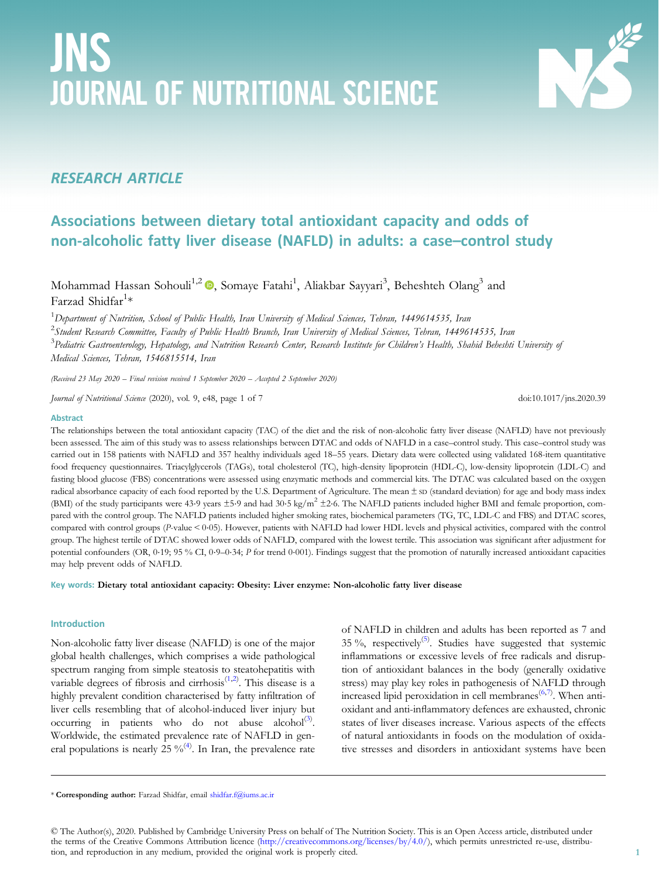JNS
JOURNAL OF NUTRITIONAL SCIENCE

*RESEARCH ARTICLE*

# Associations between dietary total antioxidant capacity and odds of non-alcoholic fatty liver disease (NAFLD) in adults: a case–control study

Mohammad Hassan Sohouli[1,2], Somaye Fatahi[1], Aliakbar Sayyari[3], Behesteh Olang[3] and Farzad Shidfar[1]*

[1]*Department of Nutrition, School of Public Health, Iran University of Medical Sciences, Tehran, 1449614535, Iran*

[2]*Student Research Committee, Faculty of Public Health Branch, Iran University of Medical Sciences, Tehran, 1449614535, Iran*

[3]*Pediatric Gastroenterology, Hepatology, and Nutrition Research Center, Research Institute for Children's Health, Shahid Beheshti University of Medical Sciences, Tehran, 1546815514, Iran*

*(Received 23 May 2020 – Final revision received 1 September 2020 – Accepted 2 September 2020)*

*Journal of Nutritional Science* (2020), vol. 9, e48, page 1 of 7 doi:10.1017/jns.2020.39

## Abstract

The relationships between the total antioxidant capacity (TAC) of the diet and the risk of non-alcoholic fatty liver disease (NAFLD) have not previously been assessed. The aim of this study was to assess relationships between DTAC and odds of NAFLD in a case–control study. This case–control study was carried out in 158 patients with NAFLD and 357 healthy individuals aged 18–55 years. Dietary data were collected using validated 168-item quantitative food frequency questionnaires. Triacylglycerols (TAGs), total cholesterol (TC), high-density lipoprotein (HDL-C), low-density lipoprotein (LDL-C) and fasting blood glucose (FBS) concentrations were assessed using enzymatic methods and commercial kits. The DTAC was calculated based on the oxygen radical absorbance capacity of each food reported by the U.S. Department of Agriculture. The mean ± SD (standard deviation) for age and body mass index (BMI) of the study participants were 43·9 years ±5·9 and had 30·5 kg/m$^2$ ±2·6. The NAFLD patients included higher BMI and female proportion, compared with the control group. The NAFLD patients included higher smoking rates, biochemical parameters (TG, TC, LDL-C and FBS) and DTAC scores, compared with control groups (*P*-value < 0·05). However, patients with NAFLD had lower HDL levels and physical activities, compared with the control group. The highest tertile of DTAC showed lower odds of NAFLD, compared with the lowest tertile. This association was significant after adjustment for potential confounders (OR, 0·19; 95 % CI, 0·9–0·34; *P* for trend 0·001). Findings suggest that the promotion of naturally increased antioxidant capacities may help prevent odds of NAFLD.

**Key words: Dietary total antioxidant capacity: Obesity: Liver enzyme: Non-alcoholic fatty liver disease**

## Introduction

Non-alcoholic fatty liver disease (NAFLD) is one of the major global health challenges, which comprises a wide pathological spectrum ranging from simple steatosis to steatohepatitis with variable degrees of fibrosis and cirrhosis[1,2]. This disease is a highly prevalent condition characterised by fatty infiltration of liver cells resembling that of alcohol-induced liver injury but occurring in patients who do not abuse alcohol[3]. Worldwide, the estimated prevalence rate of NAFLD in general populations is nearly 25 %[4]. In Iran, the prevalence rate of NAFLD in children and adults has been reported as 7 and 35 %, respectively[5]. Studies have suggested that systemic inflammations or excessive levels of free radicals and disruption of antioxidant balances in the body (generally oxidative stress) may play key roles in pathogenesis of NAFLD through increased lipid peroxidation in cell membranes[6,7]. When antioxidant and anti-inflammatory defences are exhausted, chronic states of liver diseases increase. Various aspects of the effects of natural antioxidants in foods on the modulation of oxidative stresses and disorders in antioxidant systems have been

* **Corresponding author:** Farzad Shidfar, email shidfar.f@iums.ac.ir

© The Author(s), 2020. Published by Cambridge University Press on behalf of The Nutrition Society. This is an Open Access article, distributed under the terms of the Creative Commons Attribution licence (http://creativecommons.org/licenses/by/4.0/), which permits unrestricted re-use, distribution, and reproduction in any medium, provided the original work is properly cited.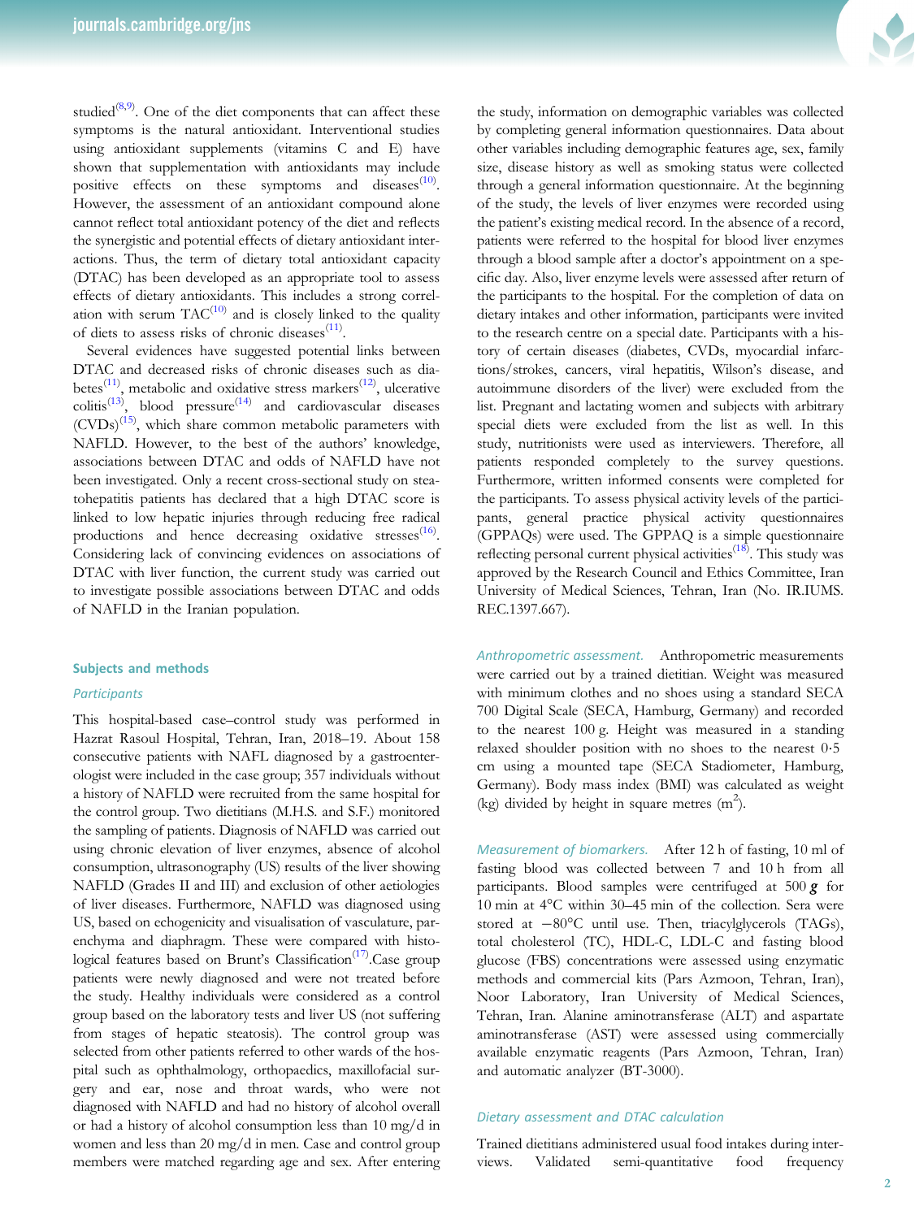studied[8,9]. One of the diet components that can affect these symptoms is the natural antioxidant. Interventional studies using antioxidant supplements (vitamins C and E) have shown that supplementation with antioxidants may include positive effects on these symptoms and diseases[10]. However, the assessment of an antioxidant compound alone cannot reflect total antioxidant potency of the diet and reflects the synergistic and potential effects of dietary antioxidant interactions. Thus, the term of dietary total antioxidant capacity (DTAC) has been developed as an appropriate tool to assess effects of dietary antioxidants. This includes a strong correlation with serum TAC[10] and is closely linked to the quality of diets to assess risks of chronic diseases[11].

Several evidences have suggested potential links between DTAC and decreased risks of chronic diseases such as diabetes[11], metabolic and oxidative stress markers[12], ulcerative colitis[13], blood pressure[14] and cardiovascular diseases (CVDs)[15], which share common metabolic parameters with NAFLD. However, to the best of the authors' knowledge, associations between DTAC and odds of NAFLD have not been investigated. Only a recent cross-sectional study on steatohepatitis patients has declared that a high DTAC score is linked to low hepatic injuries through reducing free radical productions and hence decreasing oxidative stresses[16]. Considering lack of convincing evidences on associations of DTAC with liver function, the current study was carried out to investigate possible associations between DTAC and odds of NAFLD in the Iranian population.

## Subjects and methods

### *Participants*

This hospital-based case–control study was performed in Hazrat Rasoul Hospital, Tehran, Iran, 2018–19. About 158 consecutive patients with NAFL diagnosed by a gastroenterologist were included in the case group; 357 individuals without a history of NAFLD were recruited from the same hospital for the control group. Two dietitians (M.H.S. and S.F.) monitored the sampling of patients. Diagnosis of NAFLD was carried out using chronic elevation of liver enzymes, absence of alcohol consumption, ultrasonography (US) results of the liver showing NAFLD (Grades II and III) and exclusion of other aetiologies of liver diseases. Furthermore, NAFLD was diagnosed using US, based on echogenicity and visualisation of vasculature, parenchyma and diaphragm. These were compared with histological features based on Brunt's Classification[17].Case group patients were newly diagnosed and were not treated before the study. Healthy individuals were considered as a control group based on the laboratory tests and liver US (not suffering from stages of hepatic steatosis). The control group was selected from other patients referred to other wards of the hospital such as ophthalmology, orthopaedics, maxillofacial surgery and ear, nose and throat wards, who were not diagnosed with NAFLD and had no history of alcohol overall or had a history of alcohol consumption less than 10 mg/d in women and less than 20 mg/d in men. Case and control group members were matched regarding age and sex. After entering the study, information on demographic variables was collected by completing general information questionnaires. Data about other variables including demographic features age, sex, family size, disease history as well as smoking status were collected through a general information questionnaire. At the beginning of the study, the levels of liver enzymes were recorded using the patient's existing medical record. In the absence of a record, patients were referred to the hospital for blood liver enzymes through a blood sample after a doctor's appointment on a specific day. Also, liver enzyme levels were assessed after return of the participants to the hospital. For the completion of data on dietary intakes and other information, participants were invited to the research centre on a special date. Participants with a history of certain diseases (diabetes, CVDs, myocardial infarctions/strokes, cancers, viral hepatitis, Wilson's disease, and autoimmune disorders of the liver) were excluded from the list. Pregnant and lactating women and subjects with arbitrary special diets were excluded from the list as well. In this study, nutritionists were used as interviewers. Therefore, all patients responded completely to the survey questions. Furthermore, written informed consents were completed for the participants. To assess physical activity levels of the participants, general practice physical activity questionnaires (GPPAQs) were used. The GPPAQ is a simple questionnaire reflecting personal current physical activities[18]. This study was approved by the Research Council and Ethics Committee, Iran University of Medical Sciences, Tehran, Iran (No. IR.IUMS.REC.1397.667).

*Anthropometric assessment.* Anthropometric measurements were carried out by a trained dietitian. Weight was measured with minimum clothes and no shoes using a standard SECA 700 Digital Scale (SECA, Hamburg, Germany) to the nearest 100 g. Height was measured in a standing relaxed shoulder position with no shoes to the nearest 0·5 cm using a mounted tape (SECA Stadiometer, Hamburg, Germany). Body mass index (BMI) was calculated as weight (kg) divided by height in square metres ($m^2$).

*Measurement of biomarkers.* After 12 h of fasting, 10 ml of fasting blood was collected between 7 and 10 h from all participants. Blood samples were centrifuged at 500 ***g*** for 10 min at 4°C within 30–45 min of the collection. Sera were stored at −80°C until use. Then, triacylglycerols (TAGs), total cholesterol (TC), HDL-C, LDL-C and fasting blood glucose (FBS) concentrations were assessed using enzymatic methods and commercial kits (Pars Azmoon, Tehran, Iran), Noor Laboratory, Iran University of Medical Sciences, Tehran, Iran. Alanine aminotransferase (ALT) and aspartate aminotransferase (AST) were assessed using commercially available enzymatic reagents (Pars Azmoon, Tehran, Iran) and automatic analyzer (BT-3000).

### *Dietary assessment and DTAC calculation*

Trained dietitians administered usual food intakes during interviews. Validated semi-quantitative food frequency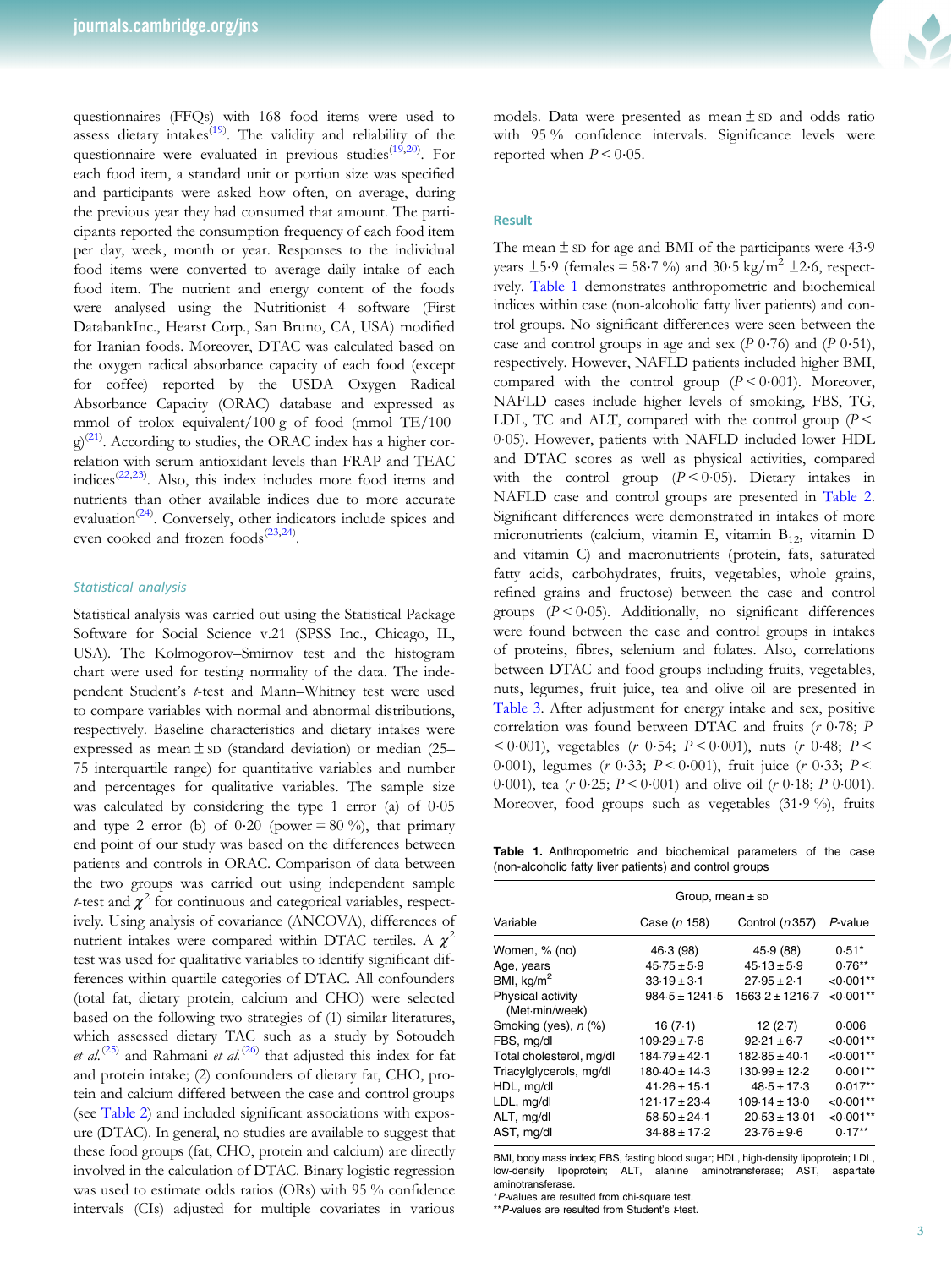questionnaires (FFQs) with 168 food items were used to assess dietary intakes[19]. The validity and reliability of the questionnaire were evaluated in previous studies[19,20]. For each food item, a standard unit or portion size was specified and participants were asked how often, on average, during the previous year they had consumed that amount. The participants reported the consumption frequency of each food item per day, week, month or year. Responses to the individual food items were converted to average daily intake of each food item. The nutrient and energy content of the foods were analysed using the Nutritionist 4 software (First DatabankInc., Hearst Corp., San Bruno, CA, USA) modified for Iranian foods. Moreover, DTAC was calculated based on the oxygen radical absorbance capacity of each food (except for coffee) reported by the USDA Oxygen Radical Absorbance Capacity (ORAC) database and expressed as mmol of trolox equivalent/100 g of food (mmol TE/100 g)[21]. According to studies, the ORAC index has a higher correlation with serum antioxidant levels than FRAP and TEAC indices[22,23]. Also, this index includes more food items and nutrients than other available indices due to more accurate evaluation[24]. Conversely, other indicators include spices and even cooked and frozen foods[23,24].

### *Statistical analysis*

Statistical analysis was carried out using the Statistical Package Software for Social Science v.21 (SPSS Inc., Chicago, IL, USA). The Kolmogorov–Smirnov test and the histogram chart were used for testing normality of the data. The independent Student's *t*-test and Mann–Whitney test were used to compare variables with normal and abnormal distributions, respectively. Baseline characteristics and dietary intakes were expressed as mean ± SD (standard deviation) or median (25–75 interquartile range) for quantitative variables and number and percentages for qualitative variables. The sample size was calculated by considering the type 1 error (a) of 0·05 and type 2 error (b) of 0·20 (power = 80 %), that primary end point of our study was based on the differences between patients and controls in ORAC. Comparison of data between the two groups was carried out using independent sample *t*-test and $\chi^2$ for continuous and categorical variables, respectively. Using analysis of covariance (ANCOVA), differences of nutrient intakes were compared within DTAC tertiles. A $\chi^2$ test was used for qualitative variables to identify significant differences within quartile categories of DTAC. All confounders (total fat, dietary protein, calcium and CHO) were selected based on the following two strategies of (1) similar literatures, which assessed dietary TAC such as a study by Sotoudeh *et al.*[25] and Rahmani *et al.*[26] that adjusted this index for fat and protein intake; (2) confounders of dietary fat, CHO, protein and calcium differed between the case and control groups (see Table 2) and included significant associations with exposure (DTAC). In general, no studies are available to suggest that these food groups (fat, CHO, protein and calcium) are directly involved in the calculation of DTAC. Binary logistic regression was used to estimate odds ratios (ORs) with 95 % confidence intervals (CIs) adjusted for multiple covariates in various models. Data were presented as mean ± SD and odds ratio with 95 % confidence intervals. Significance levels were reported when $P < 0·05$.

## Result

The mean ± SD for age and BMI of the participants were 43·9 years ±5·9 (females = 58·7 %) and 30·5 kg/m$^2$ ±2·6, respectively. Table 1 demonstrates anthropometric and biochemical indices within case (non-alcoholic fatty liver patients) and control groups. No significant differences were seen between the case and control groups in age and sex ($P$ 0·76) and ($P$ 0·51), respectively. However, NAFLD patients included higher BMI, compared with the control group ($P < 0·001$). Moreover, NAFLD cases include higher levels of smoking, FBS, TG, LDL, TC and ALT, compared with the control group ($P < 0·05$). However, patients with NAFLD included lower HDL and DTAC scores as well as physical activities, compared with the control group ($P < 0·05$). Dietary intakes in NAFLD case and control groups are presented in Table 2. Significant differences were demonstrated in intakes of more micronutrients (calcium, vitamin E, vitamin B$_{12}$, vitamin D and vitamin C) and macronutrients (protein, fats, saturated fatty acids, carbohydrates, fruits, vegetables, whole grains, refined grains and fructose) between the case and control groups ($P < 0·05$). Additionally, no significant differences were found between the case and control groups in intakes of proteins, fibres, selenium and folates. Also, correlations between DTAC and food groups including fruits, vegetables, nuts, legumes, fruit juice, tea and olive oil are presented in Table 3. After adjustment for energy intake and sex, positive correlation was found between DTAC and fruits ($r$ 0·78; $P < 0·001$), vegetables ($r$ 0·54; $P < 0·001$), nuts ($r$ 0·48; $P < 0·001$), legumes ($r$ 0·33; $P < 0·001$), fruit juice ($r$ 0·33; $P < 0·001$), tea ($r$ 0·25; $P < 0·001$) and olive oil ($r$ 0·18; $P$ 0·001). Moreover, food groups such as vegetables (31·9 %), fruits

**Table 1.** Anthropometric and biochemical parameters of the case (non-alcoholic fatty liver patients) and control groups

| | Group, mean ± SD | | |
|---|---|---|---|
| Variable | Case (*n* 158) | Control (*n* 357) | *P*-value |
| Women, % (no) | 46·3 (98) | 45·9 (88) | 0·51* |
| Age, years | 45·75 ± 5·9 | 45·13 ± 5·9 | 0·76** |
| BMI, kg/m$^2$ | 33·19 ± 3·1 | 27·95 ± 2·1 | <0·001** |
| Physical activity (Met·min/week) | 984·5 ± 1241·5 | 1563·2 ± 1216·7 | <0·001** |
| Smoking (yes), *n* (%) | 16 (7·1) | 12 (2·7) | 0·006 |
| FBS, mg/dl | 109·29 ± 7·6 | 92·21 ± 6·7 | <0·001** |
| Total cholesterol, mg/dl | 184·79 ± 42·1 | 182·85 ± 40·1 | <0·001** |
| Triacylglycerols, mg/dl | 180·40 ± 14·3 | 130·99 ± 12·2 | 0·001** |
| HDL, mg/dl | 41·26 ± 15·1 | 48·5 ± 17·3 | 0·017** |
| LDL, mg/dl | 121·17 ± 23·4 | 109·14 ± 13·0 | <0·001** |
| ALT, mg/dl | 58·50 ± 24·1 | 20·53 ± 13·01 | <0·001** |
| AST, mg/dl | 34·88 ± 17·2 | 23·76 ± 9·6 | 0·17** |

BMI, body mass index; FBS, fasting blood sugar; HDL, high-density lipoprotein; LDL, low-density lipoprotein; ALT, alanine aminotransferase; AST, aspartate aminotransferase.
*$P$-values are resulted from chi-square test.
**$P$-values are resulted from Student's *t*-test.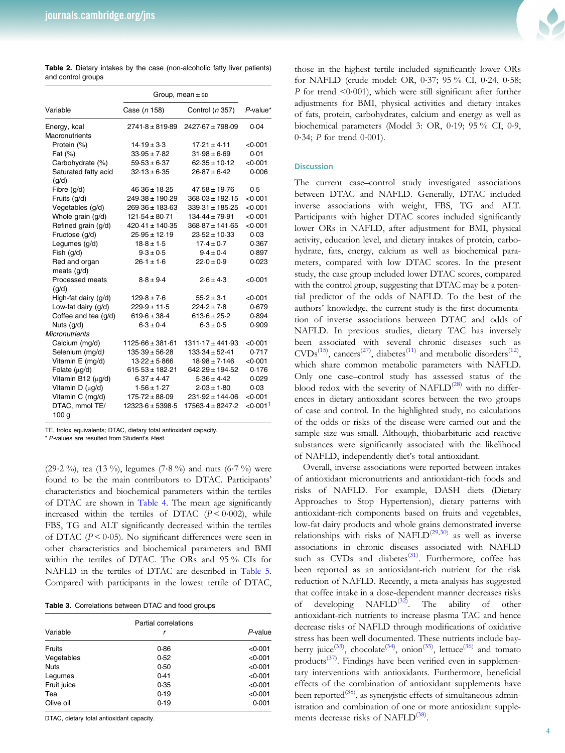**Table 2.** Dietary intakes by the case (non-alcoholic fatty liver patients) and control groups

| Variable | Group, mean ± SD | | |
|---|---|---|---|
| | Case (*n* 158) | Control (*n* 357) | *P*-value* |
| Energy, kcal | 2741·8 ± 819·89 | 2427·67 ± 798·09 | 0·04 |
| *Macronutrients* | | | |
| Protein (%) | 14·19 ± 3·3 | 17·21 ± 4·11 | <0·001 |
| Fat (%) | 33·95 ± 7·82 | 31·98 ± 6·69 | 0·01 |
| Carbohydrate (%) | 59·53 ± 6·37 | 62·35 ± 10·12 | <0·001 |
| Saturated fatty acid (g/d) | 32·13 ± 6·35 | 26·87 ± 6·42 | 0·006 |
| Fibre (g/d) | 46·36 ± 18·25 | 47·58 ± 19·76 | 0·5 |
| Fruits (g/d) | 249·38 ± 190·29 | 368·03 ± 192·15 | <0·001 |
| Vegetables (g/d) | 269·36 ± 183·63 | 339·31 ± 185·25 | <0·001 |
| Whole grain (g/d) | 121·54 ± 80·71 | 134·44 ± 79·91 | <0·001 |
| Refined grain (g/d) | 420·41 ± 140·35 | 368·87 ± 141·65 | <0·001 |
| Fructose (g/d) | 25·95 ± 12·19 | 23·52 ± 10·33 | 0·03 |
| Legumes (g/d) | 18·8 ± 1·5 | 17·4 ± 0·7 | 0·367 |
| Fish (g/d) | 9·3 ± 0·5 | 9·4 ± 0·4 | 0·897 |
| Red and organ meats (g/d) | 26·1 ± 1·6 | 22·0 ± 0·9 | 0·023 |
| Processed meats (g/d) | 8·8 ± 9·4 | 2·6 ± 4·3 | <0·001 |
| High-fat dairy (g/d) | 129·8 ± 7·6 | 55·2 ± 3·1 | <0·001 |
| Low-fat dairy (g/d) | 229·9 ± 11·5 | 224·2 ± 7·8 | 0·679 |
| Coffee and tea (g/d) | 619·6 ± 38·4 | 613·6 ± 25·2 | 0·894 |
| Nuts (g/d) | 6·3 ± 0·4 | 6·3 ± 0·5 | 0·909 |
| *Micronutrients* | | | |
| Calcium (mg/d) | 1125·66 ± 381·61 | 1311·17 ± 441·93 | <0·001 |
| Selenium (mg/d) | 135·39 ± 56·28 | 133·34 ± 52·41 | 0·717 |
| Vitamin E (mg/d) | 13·22 ± 5·866 | 18·98 ± 7·146 | <0·001 |
| Folate (μg/d) | 615·53 ± 182·21 | 642·29 ± 194·52 | 0·176 |
| Vitamin B12 (μg/d) | 6·37 ± 4·47 | 5·36 ± 4·42 | 0·029 |
| Vitamin D (μg/d) | 1·56 ± 1·27 | 2·03 ± 1·80 | 0·03 |
| Vitamin C (mg/d) | 175·72 ± 88·09 | 231·92 ± 144·06 | <0·001 |
| DTAC, mmol TE/100 g | 12323·6 ± 5398·5 | 17563·4 ± 8247·2 | <0·001† |

TE, trolox equivalents; DTAC, dietary total antioxidant capacity.
\* *P*-values are resulted from Student's *t*-test.

(29·2 %), tea (13 %), legumes (7·8 %) and nuts (6·7 %) were found to be the main contributors to DTAC. Participants' characteristics and biochemical parameters within the tertiles of DTAC are shown in Table 4. The mean age significantly increased within the tertiles of DTAC ($P < 0·002$), while FBS, TG and ALT significantly decreased within the tertiles of DTAC ($P < 0·05$). No significant differences were seen in other characteristics and biochemical parameters and BMI within the tertiles of DTAC. The ORs and 95 % CIs for NAFLD in the tertiles of DTAC are described in Table 5. Compared with participants in the lowest tertile of DTAC,

**Table 3.** Correlations between DTAC and food groups

| Variable | Partial correlations *r* | *P*-value |
|---|---|---|
| Fruits | 0·86 | <0·001 |
| Vegetables | 0·52 | <0·001 |
| Nuts | 0·50 | <0·001 |
| Legumes | 0·41 | <0·001 |
| Fruit juice | 0·35 | <0·001 |
| Tea | 0·19 | <0·001 |
| Olive oil | 0·19 | 0·001 |

DTAC, dietary total antioxidant capacity.

those in the highest tertile included significantly lower ORs for NAFLD (crude model: OR, 0·37; 95 % CI, 0·24, 0·58; *P* for trend <0·001), which were still significant after further adjustments for BMI, physical activities and dietary intakes of fats, protein, carbohydrates, calcium and energy as well as biochemical parameters (Model 3: OR, 0·19; 95 % CI, 0·9, 0·34; *P* for trend 0·001).

## Discussion

The current case–control study investigated associations between DTAC and NAFLD. Generally, DTAC included inverse associations with weight, FBS, TG and ALT. Participants with higher DTAC scores included significantly lower ORs in NAFLD, after adjustment for BMI, physical activity, education level, and dietary intakes of protein, carbohydrate, fats, energy, calcium as well as biochemical parameters, compared with low DTAC scores. In the present study, the case group included lower DTAC scores, compared with the control group, suggesting that DTAC may be a potential predictor of the odds of NAFLD. To the best of the authors' knowledge, the current study is the first documentation of inverse associations between DTAC and odds of NAFLD. In previous studies, dietary TAC has inversely been associated with several chronic diseases such as CVDs[15], cancers[27], diabetes[11] and metabolic disorders[12], which share common metabolic parameters with NAFLD. Only one case–control study has assessed status of the blood redox with the severity of NAFLD[28] with no differences in dietary antioxidant scores between the two groups of case and control. In the highlighted study, no calculations of the odds or risks of the disease were carried out and the sample size was small. Although, thiobarbituric acid reactive substances were significantly associated with the likelihood of NAFLD, independently diet's total antioxidant.

Overall, inverse associations were reported between intakes of antioxidant micronutrients and antioxidant-rich foods and risks of NAFLD. For example, DASH diets (Dietary Approaches to Stop Hypertension), dietary patterns with antioxidant-rich components based on fruits and vegetables, low-fat dairy products and whole grains demonstrated inverse relationships with risks of NAFLD[29,30] as well as inverse associations in chronic diseases associated with NAFLD such as CVDs and diabetes[31]. Furthermore, coffee has been reported as an antioxidant-rich nutrient for the risk reduction of NAFLD. Recently, a meta-analysis has suggested that coffee intake in a dose-dependent manner decreases risks of developing NAFLD[32]. The ability of other antioxidant-rich nutrients to increase plasma TAC and hence decrease risks of NAFLD through modifications of oxidative stress has been well documented. These nutrients include bayberry juice[33], chocolate[34], onion[35], lettuce[36] and tomato products[37]. Findings have been verified even in supplementary interventions with antioxidants. Furthermore, beneficial effects of the combination of antioxidant supplements have been reported[38], as synergistic effects of simultaneous administration and combination of one or more antioxidant supplements decrease risks of NAFLD[38].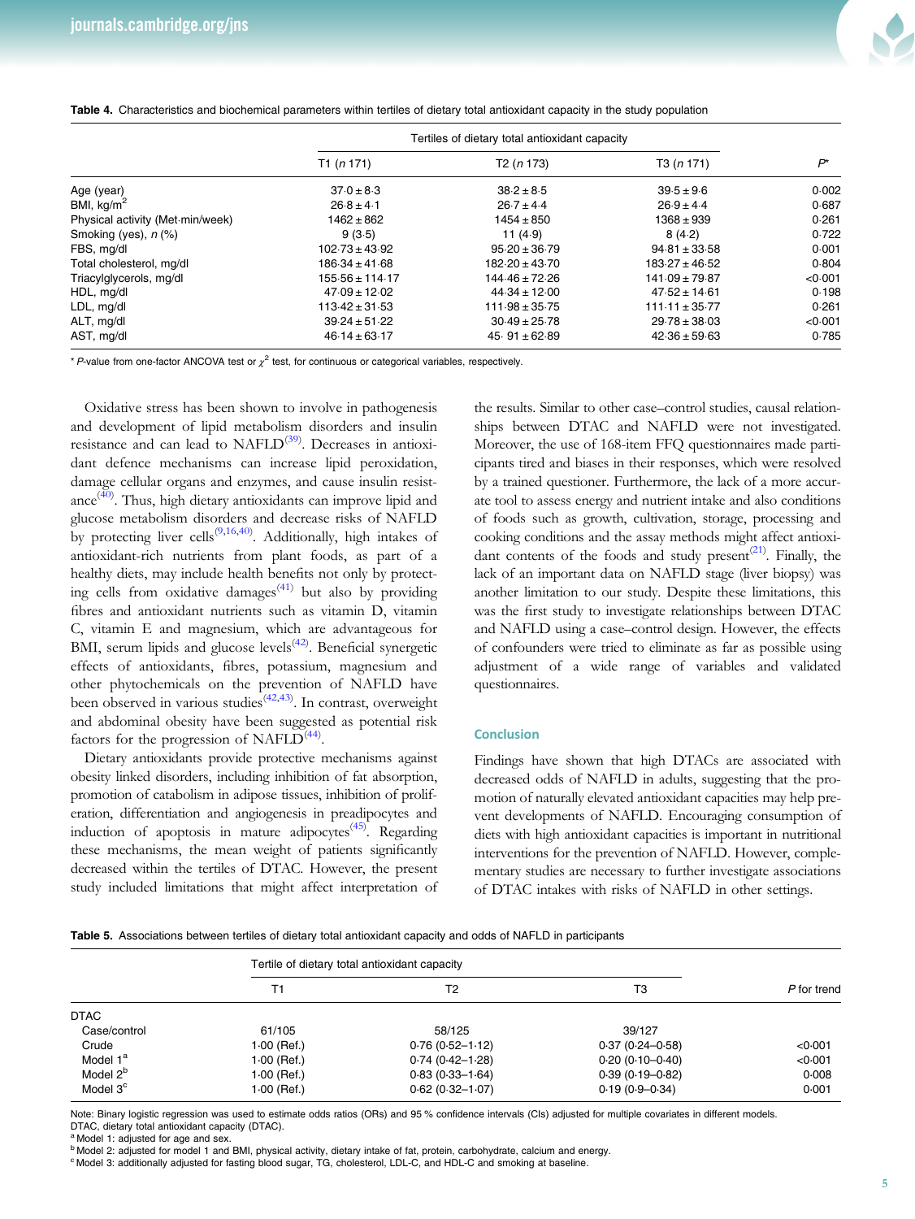**Table 4.** Characteristics and biochemical parameters within tertiles of dietary total antioxidant capacity in the study population

| | Tertiles of dietary total antioxidant capacity | | | |
|---|---|---|---|---|
| | T1 (n 171) | T2 (n 173) | T3 (n 171) | P* |
| Age (year) | 37·0 ± 8·3 | 38·2 ± 8·5 | 39·5 ± 9·6 | 0·002 |
| BMI, kg/m$^2$ | 26·8 ± 4·1 | 26·7 ± 4·4 | 26·9 ± 4·4 | 0·687 |
| Physical activity (Met·min/week) | 1462 ± 862 | 1454 ± 850 | 1368 ± 939 | 0·261 |
| Smoking (yes), n (%) | 9 (3·5) | 11 (4·9) | 8 (4·2) | 0·722 |
| FBS, mg/dl | 102·73 ± 43·92 | 95·20 ± 36·79 | 94·81 ± 33·58 | 0·001 |
| Total cholesterol, mg/dl | 186·34 ± 41·68 | 182·20 ± 43·70 | 183·27 ± 46·52 | 0·804 |
| Triacylglycerols, mg/dl | 155·56 ± 114·17 | 144·46 ± 72·26 | 141·09 ± 79·87 | <0·001 |
| HDL, mg/dl | 47·09 ± 12·02 | 44·34 ± 12·00 | 47·52 ± 14·61 | 0·198 |
| LDL, mg/dl | 113·42 ± 31·53 | 111·98 ± 35·75 | 111·11 ± 35·77 | 0·261 |
| ALT, mg/dl | 39·24 ± 51·22 | 30·49 ± 25·78 | 29·78 ± 38·03 | <0·001 |
| AST, mg/dl | 46·14 ± 63·17 | 45· 91 ± 62·89 | 42·36 ± 59·63 | 0·785 |

\* P-value from one-factor ANCOVA test or $\chi^2$ test, for continuous or categorical variables, respectively.

Oxidative stress has been shown to involve in pathogenesis and development of lipid metabolism disorders and insulin resistance and can lead to NAFLD[39]. Decreases in antioxidant defence mechanisms can increase lipid peroxidation, damage cellular organs and enzymes, and cause insulin resistance[40]. Thus, high dietary antioxidants can improve lipid and glucose metabolism disorders and decrease risks of NAFLD by protecting liver cells[9,16,40]. Additionally, high intakes of antioxidant-rich nutrients from plant foods, as part of a healthy diets, may include health benefits not only by protecting cells from oxidative damages[41] but also by providing fibres and antioxidant nutrients such as vitamin D, vitamin C, vitamin E and magnesium, which are advantageous for BMI, serum lipids and glucose levels[42]. Beneficial synergetic effects of antioxidants, fibres, potassium, magnesium and other phytochemicals on the prevention of NAFLD have been observed in various studies[42,43]. In contrast, overweight and abdominal obesity have been suggested as potential risk factors for the progression of NAFLD[44].

Dietary antioxidants provide protective mechanisms against obesity linked disorders, including inhibition of fat absorption, promotion of catabolism in adipose tissues, inhibition of proliferation, differentiation and angiogenesis in preadipocytes and induction of apoptosis in mature adipocytes[45]. Regarding these mechanisms, the mean weight of patients significantly decreased within the tertiles of DTAC. However, the present study included limitations that might affect interpretation of the results. Similar to other case–control studies, causal relationships between DTAC and NAFLD were not investigated. Moreover, the use of 168-item FFQ questionnaires made participants tired and biases in their responses, which were resolved by a trained questioner. Furthermore, the lack of a more accurate tool to assess energy and nutrient intake and also conditions of foods such as growth, cultivation, storage, processing and cooking conditions and the assay methods might affect antioxidant contents of the foods and study present[21]. Finally, the lack of an important data on NAFLD stage (liver biopsy) was another limitation to our study. Despite these limitations, this was the first study to investigate relationships between DTAC and NAFLD using a case–control design. However, the effects of confounders were tried to eliminate as far as possible using adjustment of a wide range of variables and validated questionnaires.

## Conclusion

Findings have shown that high DTACs are associated with decreased odds of NAFLD in adults, suggesting that the promotion of naturally elevated antioxidant capacities may help prevent developments of NAFLD. Encouraging consumption of diets with high antioxidant capacities is important in nutritional interventions for the prevention of NAFLD. However, complementary studies are necessary to further investigate associations of DTAC intakes with risks of NAFLD in other settings.

**Table 5.** Associations between tertiles of dietary total antioxidant capacity and odds of NAFLD in participants

| | Tertile of dietary total antioxidant capacity | | | P for trend |
|---|---|---|---|---|
| | T1 | T2 | T3 | |
| DTAC | | | | |
| Case/control | 61/105 | 58/125 | 39/127 | |
| Crude | 1·00 (Ref.) | 0·76 (0·52–1·12) | 0·37 (0·24–0·58) | <0·001 |
| Model 1[a] | 1·00 (Ref.) | 0·74 (0·42–1·28) | 0·20 (0·10–0·40) | <0·001 |
| Model 2[b] | 1·00 (Ref.) | 0·83 (0·33–1·64) | 0·39 (0·19–0·82) | 0·008 |
| Model 3[c] | 1·00 (Ref.) | 0·62 (0·32–1·07) | 0·19 (0·9–0·34) | 0·001 |

Note: Binary logistic regression was used to estimate odds ratios (ORs) and 95 % confidence intervals (CIs) adjusted for multiple covariates in different models.
DTAC, dietary total antioxidant capacity (DTAC).
[a] Model 1: adjusted for age and sex.
[b] Model 2: adjusted for model 1 and BMI, physical activity, dietary intake of fat, protein, carbohydrate, calcium and energy.
[c] Model 3: additionally adjusted for fasting blood sugar, TG, cholesterol, LDL-C, and HDL-C and smoking at baseline.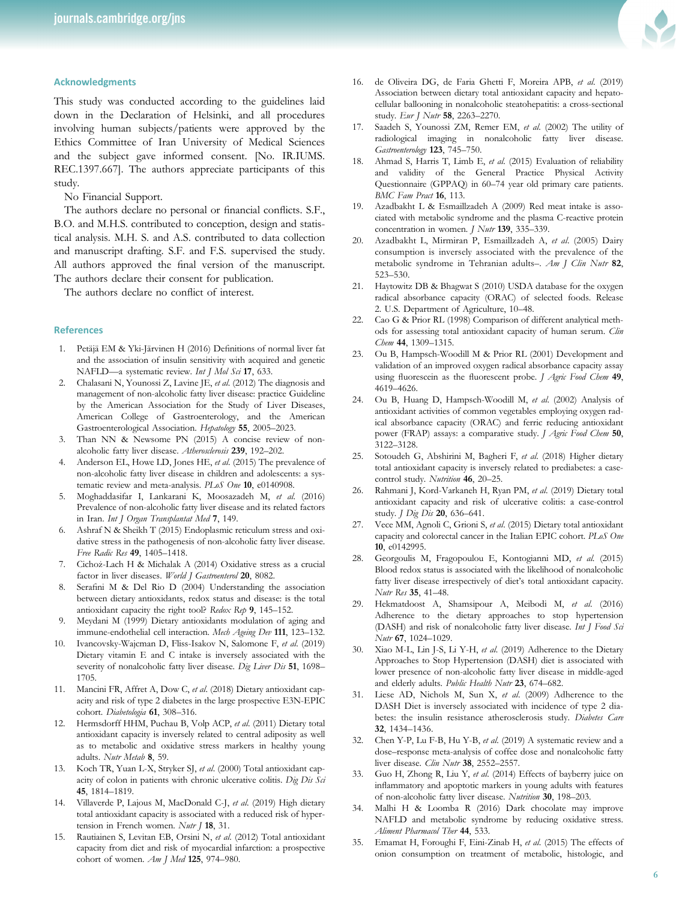## Acknowledgments

This study was conducted according to the guidelines laid down in the Declaration of Helsinki, and all procedures involving human subjects/patients were approved by the Ethics Committee of Iran University of Medical Sciences and the subject gave informed consent. [No. IR.IUMS. REC.1397.667]. The authors appreciate participants of this study.

No Financial Support.

The authors declare no personal or financial conflicts. S.F., B.O. and M.H.S. contributed to conception, design and statistical analysis. M.H. S. and A.S. contributed to data collection and manuscript drafting. S.F. and F.S. supervised the study. All authors approved the final version of the manuscript. The authors declare their consent for publication.

The authors declare no conflict of interest.

## References

1. Petäjä EM & Yki-Järvinen H (2016) Definitions of normal liver fat and the association of insulin sensitivity with acquired and genetic NAFLD—a systematic review. *Int J Mol Sci* **17**, 633.
2. Chalasani N, Younossi Z, Lavine JE, *et al.* (2012) The diagnosis and management of non-alcoholic fatty liver disease: practice Guideline by the American Association for the Study of Liver Diseases, American College of Gastroenterology, and the American Gastroenterological Association. *Hepatology* **55**, 2005–2023.
3. Than NN & Newsome PN (2015) A concise review of non-alcoholic fatty liver disease. *Atherosclerosis* **239**, 192–202.
4. Anderson EL, Howe LD, Jones HE, *et al.* (2015) The prevalence of non-alcoholic fatty liver disease in children and adolescents: a systematic review and meta-analysis. *PLoS One* **10**, e0140908.
5. Moghaddasifar I, Lankarani K, Moosazadeh M, *et al.* (2016) Prevalence of non-alcoholic fatty liver disease and its related factors in Iran. *Int J Organ Transplantat Med* **7**, 149.
6. Ashraf N & Sheikh T (2015) Endoplasmic reticulum stress and oxidative stress in the pathogenesis of non-alcoholic fatty liver disease. *Free Radic Res* **49**, 1405–1418.
7. Cichoż-Lach H & Michalak A (2014) Oxidative stress as a crucial factor in liver diseases. *World J Gastroenterol* **20**, 8082.
8. Serafini M & Del Rio D (2004) Understanding the association between dietary antioxidants, redox status and disease: is the total antioxidant capacity the right tool? *Redox Rep* **9**, 145–152.
9. Meydani M (1999) Dietary antioxidants modulation of aging and immune-endothelial cell interaction. *Mech Ageing Dev* **111**, 123–132.
10. Ivancovsky-Wajcman D, Fliss-Isakov N, Salomone F, *et al.* (2019) Dietary vitamin E and C intake is inversely associated with the severity of nonalcoholic fatty liver disease. *Dig Liver Dis* **51**, 1698–1705.
11. Mancini FR, Affret A, Dow C, *et al.* (2018) Dietary antioxidant capacity and risk of type 2 diabetes in the large prospective E3N-EPIC cohort. *Diabetologia* **61**, 308–316.
12. Hermsdorff HHM, Puchau B, Volp ACP, *et al.* (2011) Dietary total antioxidant capacity is inversely related to central adiposity as well as to metabolic and oxidative stress markers in healthy young adults. *Nutr Metab* **8**, 59.
13. Koch TR, Yuan L-X, Stryker SJ, *et al.* (2000) Total antioxidant capacity of colon in patients with chronic ulcerative colitis. *Dig Dis Sci* **45**, 1814–1819.
14. Villaverde P, Lajous M, MacDonald C-J, *et al.* (2019) High dietary total antioxidant capacity is associated with a reduced risk of hypertension in French women. *Nutr J* **18**, 31.
15. Rautiainen S, Levitan EB, Orsini N, *et al.* (2012) Total antioxidant capacity from diet and risk of myocardial infarction: a prospective cohort of women. *Am J Med* **125**, 974–980.
16. de Oliveira DG, de Faria Ghetti F, Moreira APB, *et al.* (2019) Association between dietary total antioxidant capacity and hepatocellular ballooning in nonalcoholic steatohepatitis: a cross-sectional study. *Eur J Nutr* **58**, 2263–2270.
17. Saadeh S, Younossi ZM, Remer EM, *et al.* (2002) The utility of radiological imaging in nonalcoholic fatty liver disease. *Gastroenterology* **123**, 745–750.
18. Ahmad S, Harris T, Limb E, *et al.* (2015) Evaluation of reliability and validity of the General Practice Physical Activity Questionnaire (GPPAQ) in 60–74 year old primary care patients. *BMC Fam Pract* **16**, 113.
19. Azadbakht L & Esmaillzadeh A (2009) Red meat intake is associated with metabolic syndrome and the plasma C-reactive protein concentration in women. *J Nutr* **139**, 335–339.
20. Azadbakht L, Mirmiran P, Esmaillzadeh A, *et al.* (2005) Dairy consumption is inversely associated with the prevalence of the metabolic syndrome in Tehranian adults–. *Am J Clin Nutr* **82**, 523–530.
21. Haytowitz DB & Bhagwat S (2010) USDA database for the oxygen radical absorbance capacity (ORAC) of selected foods. Release 2. U.S. Department of Agriculture, 10–48.
22. Cao G & Prior RL (1998) Comparison of different analytical methods for assessing total antioxidant capacity of human serum. *Clin Chem* **44**, 1309–1315.
23. Ou B, Hampsch-Woodill M & Prior RL (2001) Development and validation of an improved oxygen radical absorbance capacity assay using fluorescein as the fluorescent probe. *J Agric Food Chem* **49**, 4619–4626.
24. Ou B, Huang D, Hampsch-Woodill M, *et al.* (2002) Analysis of antioxidant activities of common vegetables employing oxygen radical absorbance capacity (ORAC) and ferric reducing antioxidant power (FRAP) assays: a comparative study. *J Agric Food Chem* **50**, 3122–3128.
25. Sotoudeh G, Abshirini M, Bagheri F, *et al.* (2018) Higher dietary total antioxidant capacity is inversely related to prediabetes: a case-control study. *Nutrition* **46**, 20–25.
26. Rahmani J, Kord-Varkaneh H, Ryan PM, *et al.* (2019) Dietary total antioxidant capacity and risk of ulcerative colitis: a case-control study. *J Dig Dis* **20**, 636–641.
27. Vece MM, Agnoli C, Grioni S, *et al.* (2015) Dietary total antioxidant capacity and colorectal cancer in the Italian EPIC cohort. *PLoS One* **10**, e0142995.
28. Georgoulis M, Fragopoulou E, Kontogianni MD, *et al.* (2015) Blood redox status is associated with the likelihood of nonalcoholic fatty liver disease irrespectively of diet's total antioxidant capacity. *Nutr Res* **35**, 41–48.
29. Hekmatdoost A, Shamsipour A, Meibodi M, *et al.* (2016) Adherence to the dietary approaches to stop hypertension (DASH) and risk of nonalcoholic fatty liver disease. *Int J Food Sci Nutr* **67**, 1024–1029.
30. Xiao M-L, Lin J-S, Li Y-H, *et al.* (2019) Adherence to the Dietary Approaches to Stop Hypertension (DASH) diet is associated with lower presence of non-alcoholic fatty liver disease in middle-aged and elderly adults. *Public Health Nutr* **23**, 674–682.
31. Liese AD, Nichols M, Sun X, *et al.* (2009) Adherence to the DASH Diet is inversely associated with incidence of type 2 diabetes: the insulin resistance atherosclerosis study. *Diabetes Care* **32**, 1434–1436.
32. Chen Y-P, Lu F-B, Hu Y-B, *et al.* (2019) A systematic review and a dose–response meta-analysis of coffee dose and nonalcoholic fatty liver disease. *Clin Nutr* **38**, 2552–2557.
33. Guo H, Zhong R, Liu Y, *et al.* (2014) Effects of bayberry juice on inflammatory and apoptotic markers in young adults with features of non-alcoholic fatty liver disease. *Nutrition* **30**, 198–203.
34. Malhi H & Loomba R (2016) Dark chocolate may improve NAFLD and metabolic syndrome by reducing oxidative stress. *Aliment Pharmacol Ther* **44**, 533.
35. Emamat H, Foroughi F, Eini-Zinab H, *et al.* (2015) The effects of onion consumption on treatment of metabolic, histologic, and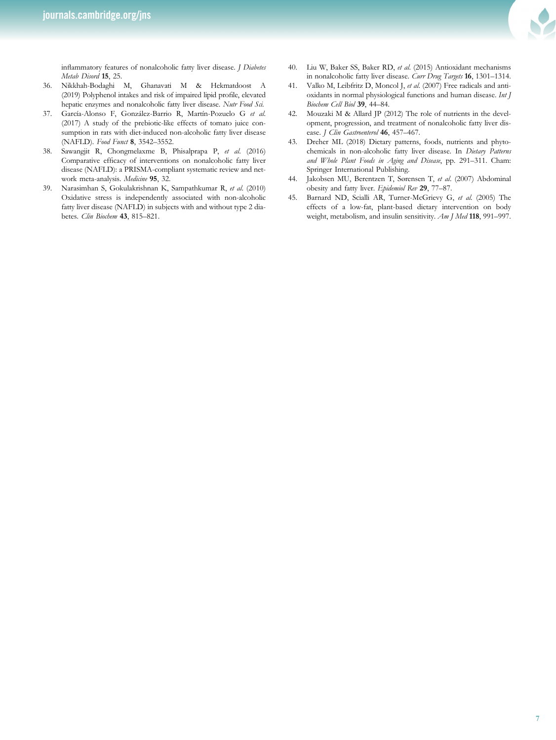inflammatory features of nonalcoholic fatty liver disease. *J Diabetes Metab Disord* **15**, 25.

36. Nikkhah-Bodaghi M, Ghanavati M & Hekmatdoost A (2019) Polyphenol intakes and risk of impaired lipid profile, elevated hepatic enzymes and nonalcoholic fatty liver disease. *Nutr Food Sci.*
37. García-Alonso F, González-Barrio R, Martín-Pozuelo G *et al.* (2017) A study of the prebiotic-like effects of tomato juice consumption in rats with diet-induced non-alcoholic fatty liver disease (NAFLD). *Food Funct* **8**, 3542–3552.
38. Sawangjit R, Chongmelaxme B, Phisalprapa P, *et al.* (2016) Comparative efficacy of interventions on nonalcoholic fatty liver disease (NAFLD): a PRISMA-compliant systematic review and network meta-analysis. *Medicine* **95**, 32.
39. Narasimhan S, Gokulakrishnan K, Sampathkumar R, *et al.* (2010) Oxidative stress is independently associated with non-alcoholic fatty liver disease (NAFLD) in subjects with and without type 2 diabetes. *Clin Biochem* **43**, 815–821.
40. Liu W, Baker SS, Baker RD, *et al.* (2015) Antioxidant mechanisms in nonalcoholic fatty liver disease. *Curr Drug Targets* **16**, 1301–1314.
41. Valko M, Leibfritz D, Moncol J, *et al.* (2007) Free radicals and antioxidants in normal physiological functions and human disease. *Int J Biochem Cell Biol* **39**, 44–84.
42. Mouzaki M & Allard JP (2012) The role of nutrients in the development, progression, and treatment of nonalcoholic fatty liver disease. *J Clin Gastroenterol* **46**, 457–467.
43. Dreher ML (2018) Dietary patterns, foods, nutrients and phytochemicals in non-alcoholic fatty liver disease. In *Dietary Patterns and Whole Plant Foods in Aging and Disease*, pp. 291–311. Cham: Springer International Publishing.
44. Jakobsen MU, Berentzen T, Sørensen T, *et al.* (2007) Abdominal obesity and fatty liver. *Epidemiol Rev* **29**, 77–87.
45. Barnard ND, Scialli AR, Turner-McGrievy G, *et al.* (2005) The effects of a low-fat, plant-based dietary intervention on body weight, metabolism, and insulin sensitivity. *Am J Med* **118**, 991–997.